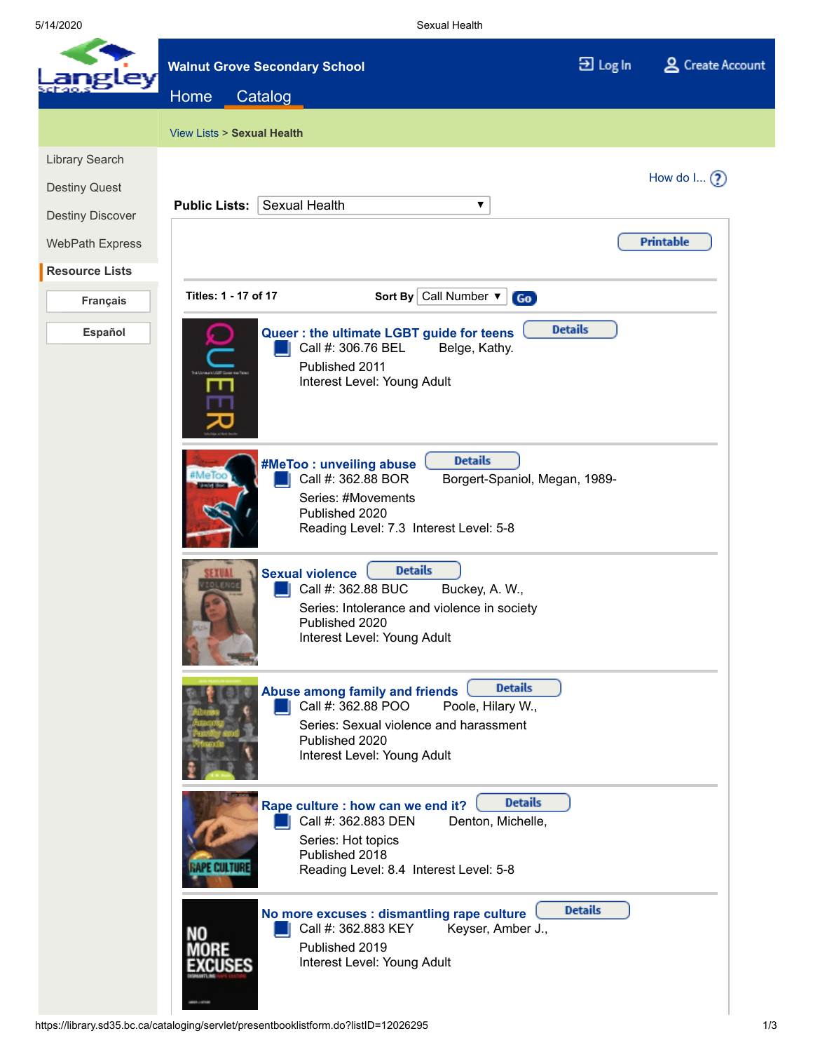Walnut Grove Secondary School

Log In | Create Account

Home | Catalog

View Lists > **Sexual Health**

- Library Search
- Destiny Quest
- Destiny Discover
- WebPath Express
- **Resource Lists**

Français

Español

How do I...

**Public Lists:** Sexual Health

Printable

**Titles: 1 - 17 of 17** **Sort By** Call Number Go

**Queer : the ultimate LGBT guide for teens** Details
Call #: 306.76 BEL Belge, Kathy.
Published 2011
Interest Level: Young Adult

**#MeToo : unveiling abuse** Details
Call #: 362.88 BOR Borgert-Spaniol, Megan, 1989-
Series: #Movements
Published 2020
Reading Level: 7.3 Interest Level: 5-8

**Sexual violence** Details
Call #: 362.88 BUC Buckey, A. W.,
Series: Intolerance and violence in society
Published 2020
Interest Level: Young Adult

**Abuse among family and friends** Details
Call #: 362.88 POO Poole, Hilary W.,
Series: Sexual violence and harassment
Published 2020
Interest Level: Young Adult

**Rape culture : how can we end it?** Details
Call #: 362.883 DEN Denton, Michelle,
Series: Hot topics
Published 2018
Reading Level: 8.4 Interest Level: 5-8

**No more excuses : dismantling rape culture** Details
Call #: 362.883 KEY Keyser, Amber J.,
Published 2019
Interest Level: Young Adult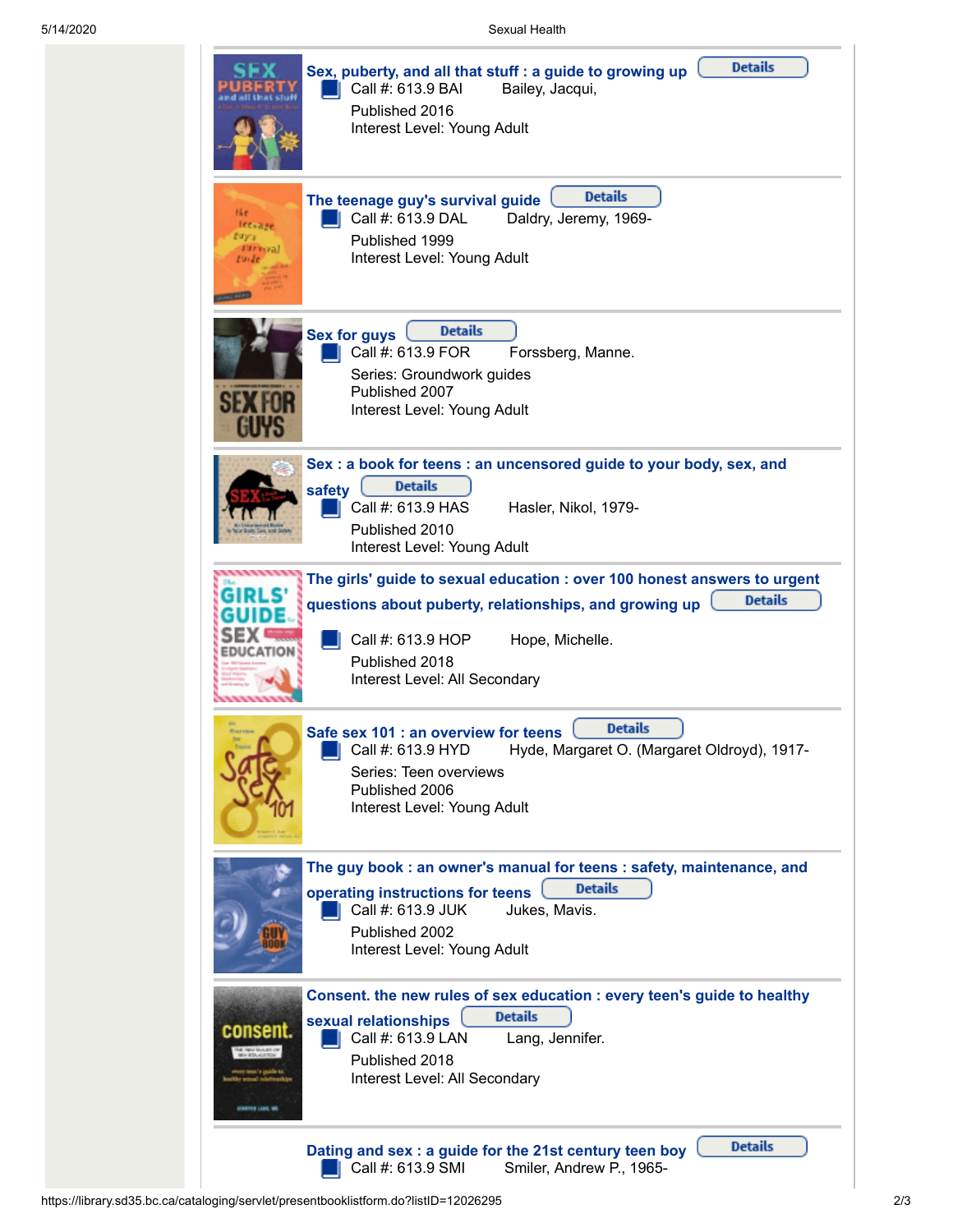**Sex, puberty, and all that stuff : a guide to growing up** Details
Call #: 613.9 BAI Bailey, Jacqui,
Published 2016
Interest Level: Young Adult

**The teenage guy's survival guide** Details
Call #: 613.9 DAL Daldry, Jeremy, 1969-
Published 1999
Interest Level: Young Adult

**Sex for guys** Details
Call #: 613.9 FOR Forssberg, Manne.
Series: Groundwork guides
Published 2007
Interest Level: Young Adult

**Sex : a book for teens : an uncensored guide to your body, sex, and safety** Details
Call #: 613.9 HAS Hasler, Nikol, 1979-
Published 2010
Interest Level: Young Adult

**The girls' guide to sexual education : over 100 honest answers to urgent questions about puberty, relationships, and growing up** Details
Call #: 613.9 HOP Hope, Michelle.
Published 2018
Interest Level: All Secondary

**Safe sex 101 : an overview for teens** Details
Call #: 613.9 HYD Hyde, Margaret O. (Margaret Oldroyd), 1917-
Series: Teen overviews
Published 2006
Interest Level: Young Adult

**The guy book : an owner's manual for teens : safety, maintenance, and operating instructions for teens** Details
Call #: 613.9 JUK Jukes, Mavis.
Published 2002
Interest Level: Young Adult

**Consent. the new rules of sex education : every teen's guide to healthy sexual relationships** Details
Call #: 613.9 LAN Lang, Jennifer.
Published 2018
Interest Level: All Secondary

**Dating and sex : a guide for the 21st century teen boy** Details
Call #: 613.9 SMI Smiler, Andrew P., 1965-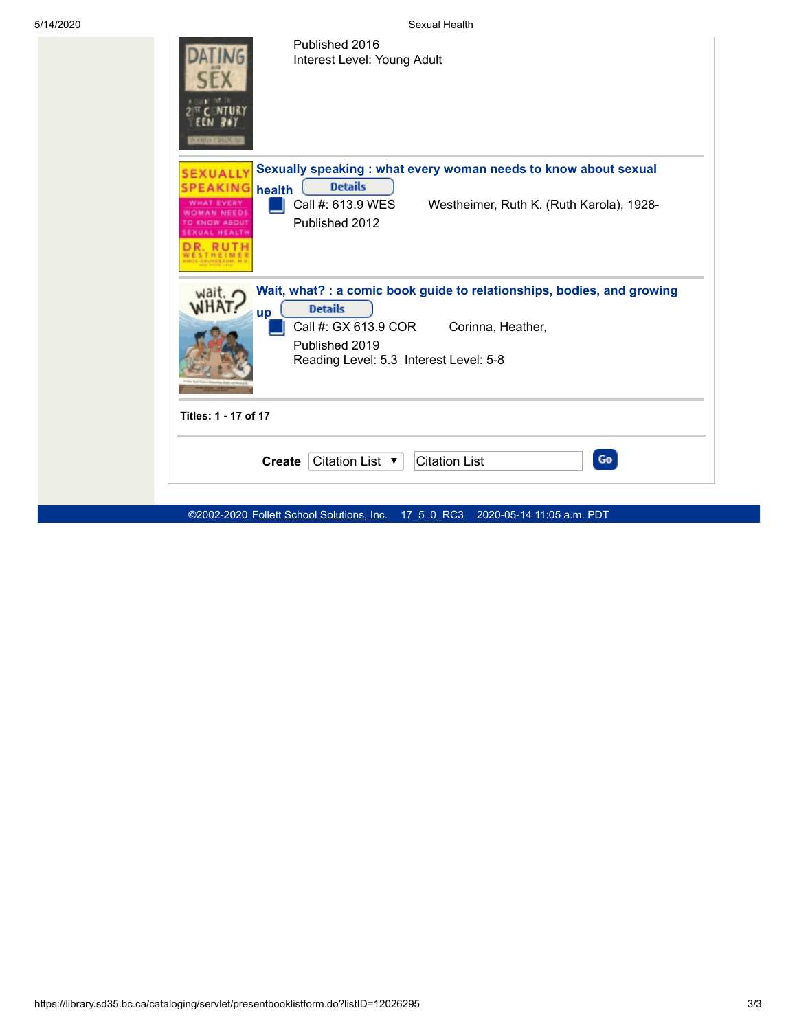Published 2016
Interest Level: Young Adult

**Sexually speaking : what every woman needs to know about sexual health** Details

Call #: 613.9 WES Westheimer, Ruth K. (Ruth Karola), 1928-
Published 2012

**Wait, what? : a comic book guide to relationships, bodies, and growing up** Details

Call #: GX 613.9 COR Corinna, Heather,
Published 2019
Reading Level: 5.3 Interest Level: 5-8

**Titles: 1 - 17 of 17**

**Create** Citation List ▼ Citation List Go

©2002-2020 Follett School Solutions, Inc. 17_5_0_RC3 2020-05-14 11:05 a.m. PDT